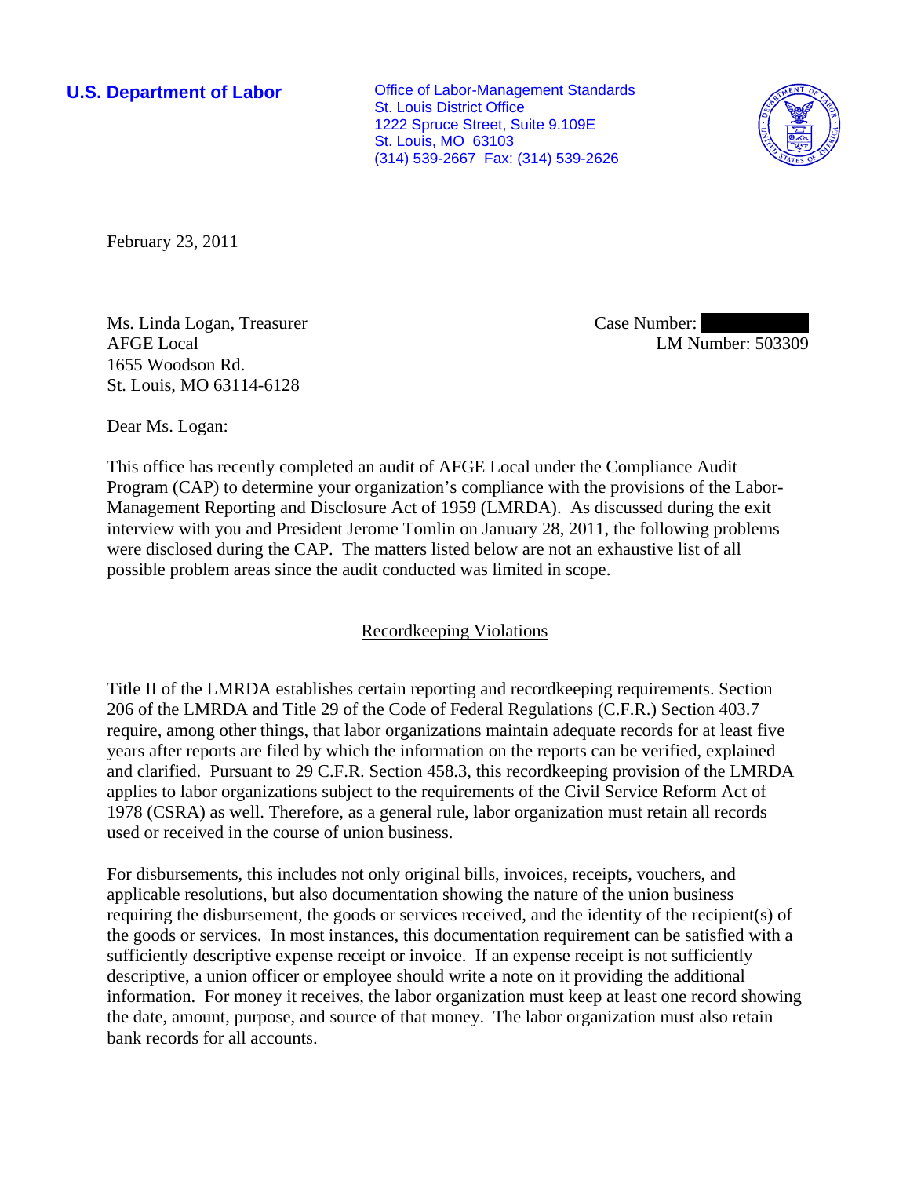**U.S. Department of Labor**

Office of Labor-Management Standards
St. Louis District Office
1222 Spruce Street, Suite 9.109E
St. Louis, MO 63103
(314) 539-2667 Fax: (314) 539-2626

February 23, 2011

Ms. Linda Logan, Treasurer
AFGE Local
1655 Woodson Rd.
St. Louis, MO 63114-6128

Case Number:
LM Number: 503309

Dear Ms. Logan:

This office has recently completed an audit of AFGE Local under the Compliance Audit Program (CAP) to determine your organization's compliance with the provisions of the Labor-Management Reporting and Disclosure Act of 1959 (LMRDA). As discussed during the exit interview with you and President Jerome Tomlin on January 28, 2011, the following problems were disclosed during the CAP. The matters listed below are not an exhaustive list of all possible problem areas since the audit conducted was limited in scope.

## Recordkeeping Violations

Title II of the LMRDA establishes certain reporting and recordkeeping requirements. Section 206 of the LMRDA and Title 29 of the Code of Federal Regulations (C.F.R.) Section 403.7 require, among other things, that labor organizations maintain adequate records for at least five years after reports are filed by which the information on the reports can be verified, explained and clarified. Pursuant to 29 C.F.R. Section 458.3, this recordkeeping provision of the LMRDA applies to labor organizations subject to the requirements of the Civil Service Reform Act of 1978 (CSRA) as well. Therefore, as a general rule, labor organization must retain all records used or received in the course of union business.

For disbursements, this includes not only original bills, invoices, receipts, vouchers, and applicable resolutions, but also documentation showing the nature of the union business requiring the disbursement, the goods or services received, and the identity of the recipient(s) of the goods or services. In most instances, this documentation requirement can be satisfied with a sufficiently descriptive expense receipt or invoice. If an expense receipt is not sufficiently descriptive, a union officer or employee should write a note on it providing the additional information. For money it receives, the labor organization must keep at least one record showing the date, amount, purpose, and source of that money. The labor organization must also retain bank records for all accounts.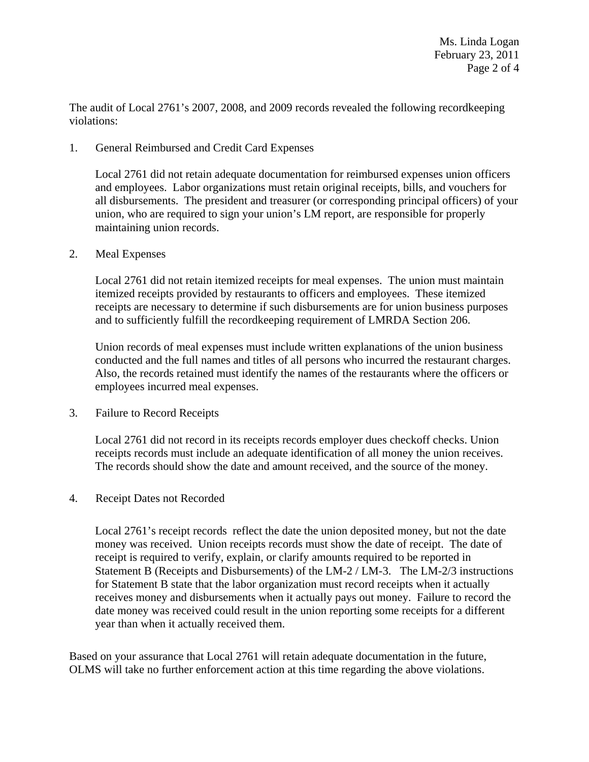The audit of Local 2761's 2007, 2008, and 2009 records revealed the following recordkeeping violations:

1. General Reimbursed and Credit Card Expenses

   Local 2761 did not retain adequate documentation for reimbursed expenses union officers and employees. Labor organizations must retain original receipts, bills, and vouchers for all disbursements. The president and treasurer (or corresponding principal officers) of your union, who are required to sign your union's LM report, are responsible for properly maintaining union records.

2. Meal Expenses

   Local 2761 did not retain itemized receipts for meal expenses. The union must maintain itemized receipts provided by restaurants to officers and employees. These itemized receipts are necessary to determine if such disbursements are for union business purposes and to sufficiently fulfill the recordkeeping requirement of LMRDA Section 206.

   Union records of meal expenses must include written explanations of the union business conducted and the full names and titles of all persons who incurred the restaurant charges. Also, the records retained must identify the names of the restaurants where the officers or employees incurred meal expenses.

3. Failure to Record Receipts

   Local 2761 did not record in its receipts records employer dues checkoff checks. Union receipts records must include an adequate identification of all money the union receives. The records should show the date and amount received, and the source of the money.

4. Receipt Dates not Recorded

   Local 2761's receipt records reflect the date the union deposited money, but not the date money was received. Union receipts records must show the date of receipt. The date of receipt is required to verify, explain, or clarify amounts required to be reported in Statement B (Receipts and Disbursements) of the LM-2 / LM-3. The LM-2/3 instructions for Statement B state that the labor organization must record receipts when it actually receives money and disbursements when it actually pays out money. Failure to record the date money was received could result in the union reporting some receipts for a different year than when it actually received them.

Based on your assurance that Local 2761 will retain adequate documentation in the future, OLMS will take no further enforcement action at this time regarding the above violations.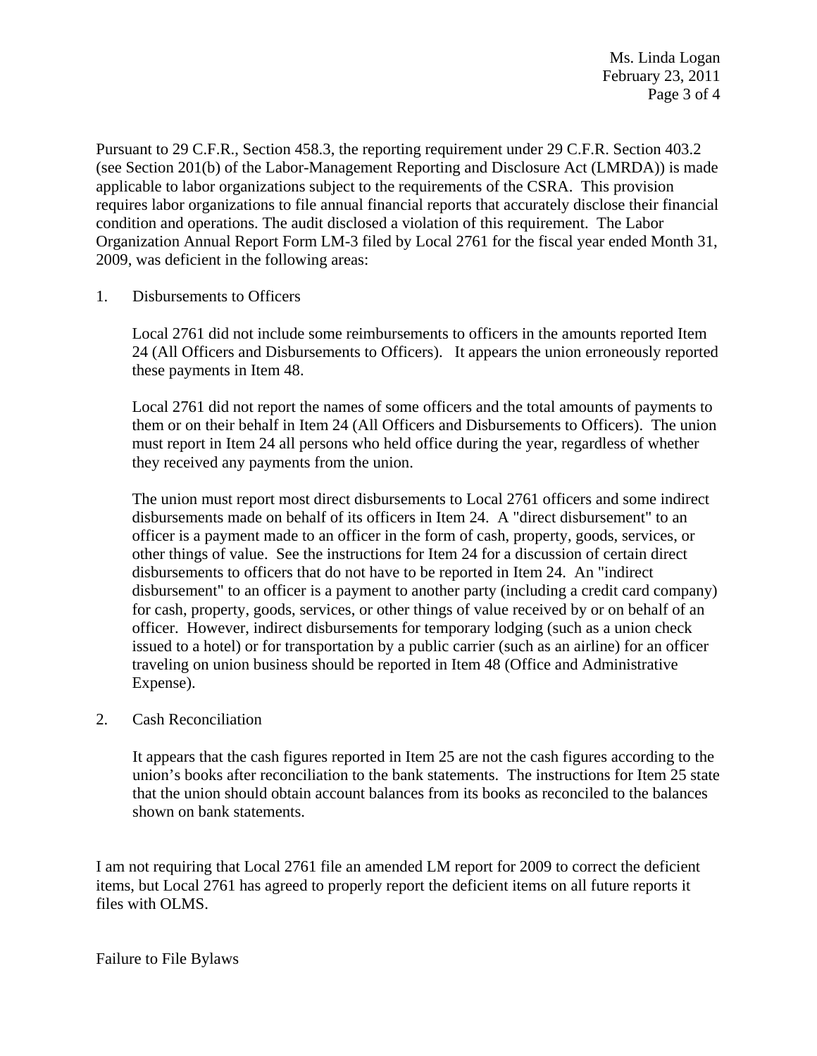Pursuant to 29 C.F.R., Section 458.3, the reporting requirement under 29 C.F.R. Section 403.2 (see Section 201(b) of the Labor-Management Reporting and Disclosure Act (LMRDA)) is made applicable to labor organizations subject to the requirements of the CSRA. This provision requires labor organizations to file annual financial reports that accurately disclose their financial condition and operations. The audit disclosed a violation of this requirement. The Labor Organization Annual Report Form LM-3 filed by Local 2761 for the fiscal year ended Month 31, 2009, was deficient in the following areas:

1. Disbursements to Officers

   Local 2761 did not include some reimbursements to officers in the amounts reported Item 24 (All Officers and Disbursements to Officers). It appears the union erroneously reported these payments in Item 48.

   Local 2761 did not report the names of some officers and the total amounts of payments to them or on their behalf in Item 24 (All Officers and Disbursements to Officers). The union must report in Item 24 all persons who held office during the year, regardless of whether they received any payments from the union.

   The union must report most direct disbursements to Local 2761 officers and some indirect disbursements made on behalf of its officers in Item 24. A "direct disbursement" to an officer is a payment made to an officer in the form of cash, property, goods, services, or other things of value. See the instructions for Item 24 for a discussion of certain direct disbursements to officers that do not have to be reported in Item 24. An "indirect disbursement" to an officer is a payment to another party (including a credit card company) for cash, property, goods, services, or other things of value received by or on behalf of an officer. However, indirect disbursements for temporary lodging (such as a union check issued to a hotel) or for transportation by a public carrier (such as an airline) for an officer traveling on union business should be reported in Item 48 (Office and Administrative Expense).

2. Cash Reconciliation

   It appears that the cash figures reported in Item 25 are not the cash figures according to the union's books after reconciliation to the bank statements. The instructions for Item 25 state that the union should obtain account balances from its books as reconciled to the balances shown on bank statements.

I am not requiring that Local 2761 file an amended LM report for 2009 to correct the deficient items, but Local 2761 has agreed to properly report the deficient items on all future reports it files with OLMS.

Failure to File Bylaws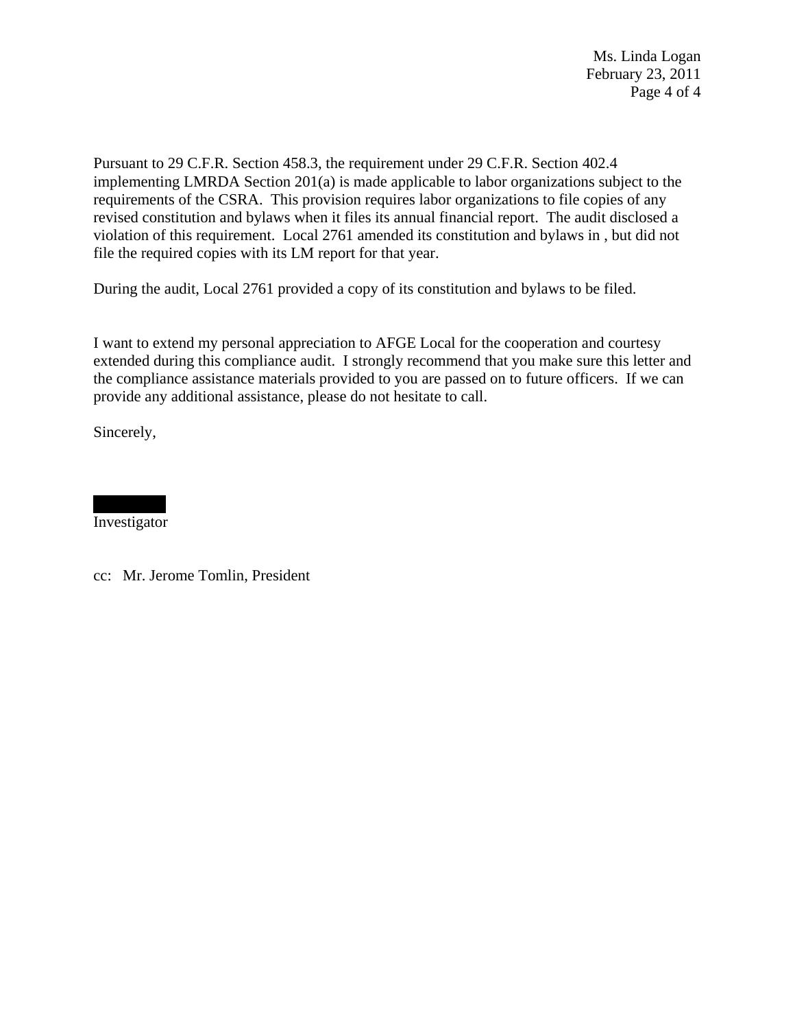Pursuant to 29 C.F.R. Section 458.3, the requirement under 29 C.F.R. Section 402.4 implementing LMRDA Section 201(a) is made applicable to labor organizations subject to the requirements of the CSRA. This provision requires labor organizations to file copies of any revised constitution and bylaws when it files its annual financial report. The audit disclosed a violation of this requirement. Local 2761 amended its constitution and bylaws in , but did not file the required copies with its LM report for that year.

During the audit, Local 2761 provided a copy of its constitution and bylaws to be filed.

I want to extend my personal appreciation to AFGE Local for the cooperation and courtesy extended during this compliance audit. I strongly recommend that you make sure this letter and the compliance assistance materials provided to you are passed on to future officers. If we can provide any additional assistance, please do not hesitate to call.

Sincerely,

Investigator

cc: Mr. Jerome Tomlin, President